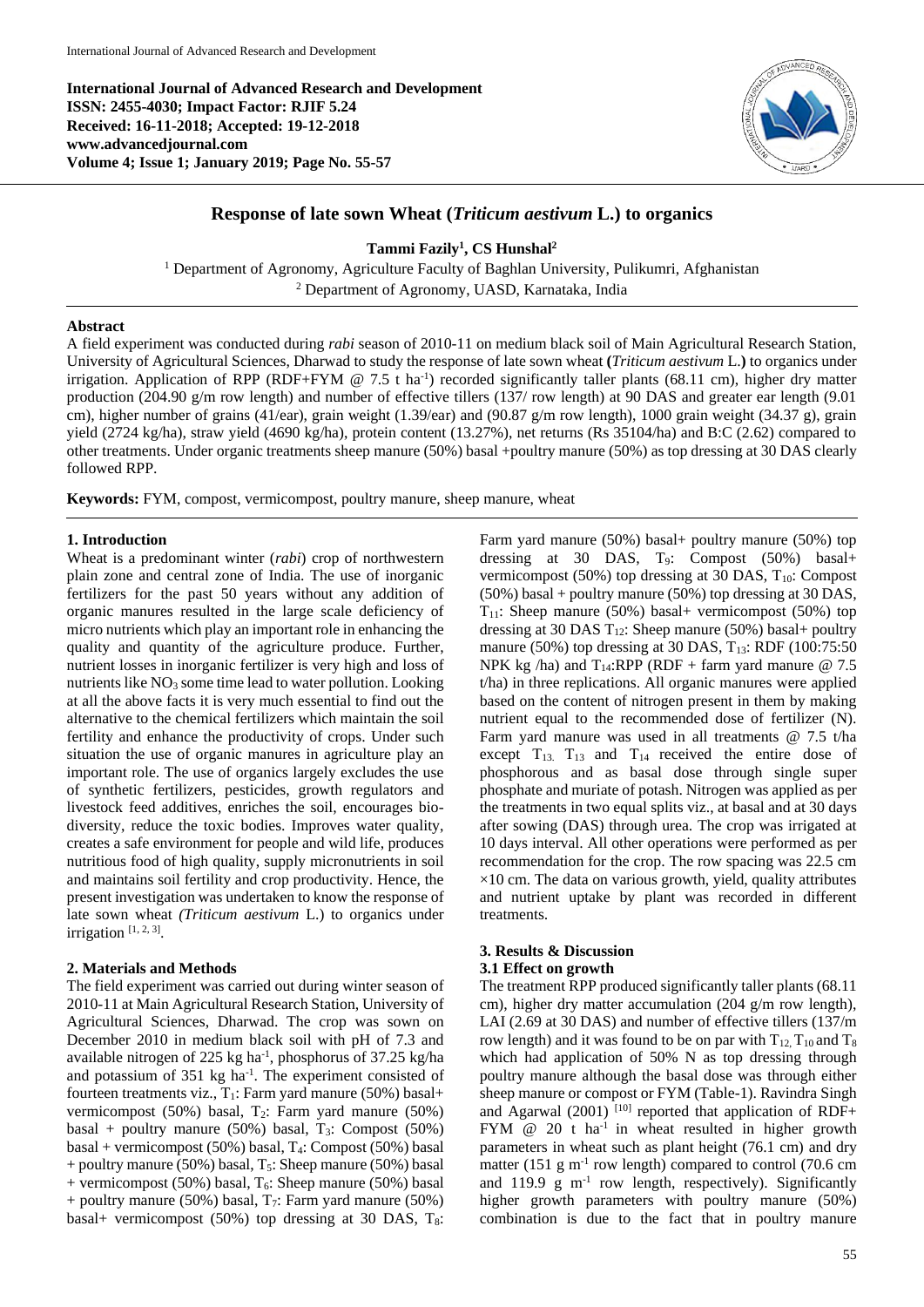**International Journal of Advanced Research and Development**
**ISSN: 2455-4030; Impact Factor: RJIF 5.24**
**Received: 16-11-2018; Accepted: 19-12-2018**
**www.advancedjournal.com**
**Volume 4; Issue 1; January 2019; Page No. 55-57**

# Response of late sown Wheat (*Triticum aestivum* L.) to organics

**Tammi Fazily[1], CS Hunshal[2]**

[1] Department of Agronomy, Agriculture Faculty of Baghlan University, Pulikumri, Afghanistan
[2] Department of Agronomy, UASD, Karnataka, India

## Abstract

A field experiment was conducted during *rabi* season of 2010-11 on medium black soil of Main Agricultural Research Station, University of Agricultural Sciences, Dharwad to study the response of late sown wheat **(***Triticum aestivum* L.**)** to organics under irrigation. Application of RPP (RDF+FYM @ 7.5 t $ha^{-1}$) recorded significantly taller plants (68.11 cm), higher dry matter production (204.90 g/m row length) and number of effective tillers (137/ row length) at 90 DAS and greater ear length (9.01 cm), higher number of grains (41/ear), grain weight (1.39/ear) and (90.87 g/m row length), 1000 grain weight (34.37 g), grain yield (2724 kg/ha), straw yield (4690 kg/ha), protein content (13.27%), net returns (Rs 35104/ha) and B:C (2.62) compared to other treatments. Under organic treatments sheep manure (50%) basal +poultry manure (50%) as top dressing at 30 DAS clearly followed RPP.

**Keywords:** FYM, compost, vermicompost, poultry manure, sheep manure, wheat

## 1. Introduction

Wheat is a predominant winter (*rabi*) crop of northwestern plain zone and central zone of India. The use of inorganic fertilizers for the past 50 years without any addition of organic manures resulted in the large scale deficiency of micro nutrients which play an important role in enhancing the quality and quantity of the agriculture produce. Further, nutrient losses in inorganic fertilizer is very high and loss of nutrients like $NO_3$ some time lead to water pollution. Looking at all the above facts it is very much essential to find out the alternative to the chemical fertilizers which maintain the soil fertility and enhance the productivity of crops. Under such situation the use of organic manures in agriculture play an important role. The use of organics largely excludes the use of synthetic fertilizers, pesticides, growth regulators and livestock feed additives, enriches the soil, encourages bio-diversity, reduce the toxic bodies. Improves water quality, creates a safe environment for people and wild life, produces nutritious food of high quality, supply micronutrients in soil and maintains soil fertility and crop productivity. Hence, the present investigation was undertaken to know the response of late sown wheat *(Triticum aestivum* L.) to organics under irrigation [1, 2, 3].

## 2. Materials and Methods

The field experiment was carried out during winter season of 2010-11 at Main Agricultural Research Station, University of Agricultural Sciences, Dharwad. The crop was sown on December 2010 in medium black soil with pH of 7.3 and available nitrogen of 225 kg $ha^{-1}$, phosphorus of 37.25 kg/ha and potassium of 351 kg $ha^{-1}$. The experiment consisted of fourteen treatments viz., $T_1$: Farm yard manure (50%) basal+ vermicompost (50%) basal, $T_2$: Farm yard manure (50%) basal + poultry manure (50%) basal, $T_3$: Compost (50%) basal + vermicompost (50%) basal, $T_4$: Compost (50%) basal + poultry manure (50%) basal, $T_5$: Sheep manure (50%) basal + vermicompost (50%) basal, $T_6$: Sheep manure (50%) basal + poultry manure (50%) basal, $T_7$: Farm yard manure (50%) basal+ vermicompost (50%) top dressing at 30 DAS, $T_8$: Farm yard manure (50%) basal+ poultry manure (50%) top dressing at 30 DAS, $T_9$: Compost (50%) basal+ vermicompost (50%) top dressing at 30 DAS, $T_{10}$: Compost (50%) basal + poultry manure (50%) top dressing at 30 DAS, $T_{11}$: Sheep manure (50%) basal+ vermicompost (50%) top dressing at 30 DAS $T_{12}$: Sheep manure (50%) basal+ poultry manure (50%) top dressing at 30 DAS, $T_{13}$: RDF (100:75:50 NPK kg /ha) and $T_{14}$:RPP (RDF + farm yard manure @ 7.5 t/ha) in three replications. All organic manures were applied based on the content of nitrogen present in them by making nutrient equal to the recommended dose of fertilizer (N). Farm yard manure was used in all treatments @ 7.5 t/ha except $T_{13.}$ $T_{13}$ and $T_{14}$ received the entire dose of phosphorous and as basal dose through single super phosphate and muriate of potash. Nitrogen was applied as per the treatments in two equal splits viz., at basal and at 30 days after sowing (DAS) through urea. The crop was irrigated at 10 days interval. All other operations were performed as per recommendation for the crop. The row spacing was 22.5 cm ×10 cm. The data on various growth, yield, quality attributes and nutrient uptake by plant was recorded in different treatments.

## 3. Results & Discussion

### 3.1 Effect on growth

The treatment RPP produced significantly taller plants (68.11 cm), higher dry matter accumulation (204 g/m row length), LAI (2.69 at 30 DAS) and number of effective tillers (137/m row length) and it was found to be on par with $T_{12,}$ $T_{10}$ and $T_8$ which had application of 50% N as top dressing through poultry manure although the basal dose was through either sheep manure or compost or FYM (Table-1). Ravindra Singh and Agarwal (2001) [10] reported that application of RDF+ FYM @ 20 t $ha^{-1}$ in wheat resulted in higher growth parameters in wheat such as plant height (76.1 cm) and dry matter (151 g $m^{-1}$ row length) compared to control (70.6 cm and 119.9 g $m^{-1}$ row length, respectively). Significantly higher growth parameters with poultry manure (50%) combination is due to the fact that in poultry manure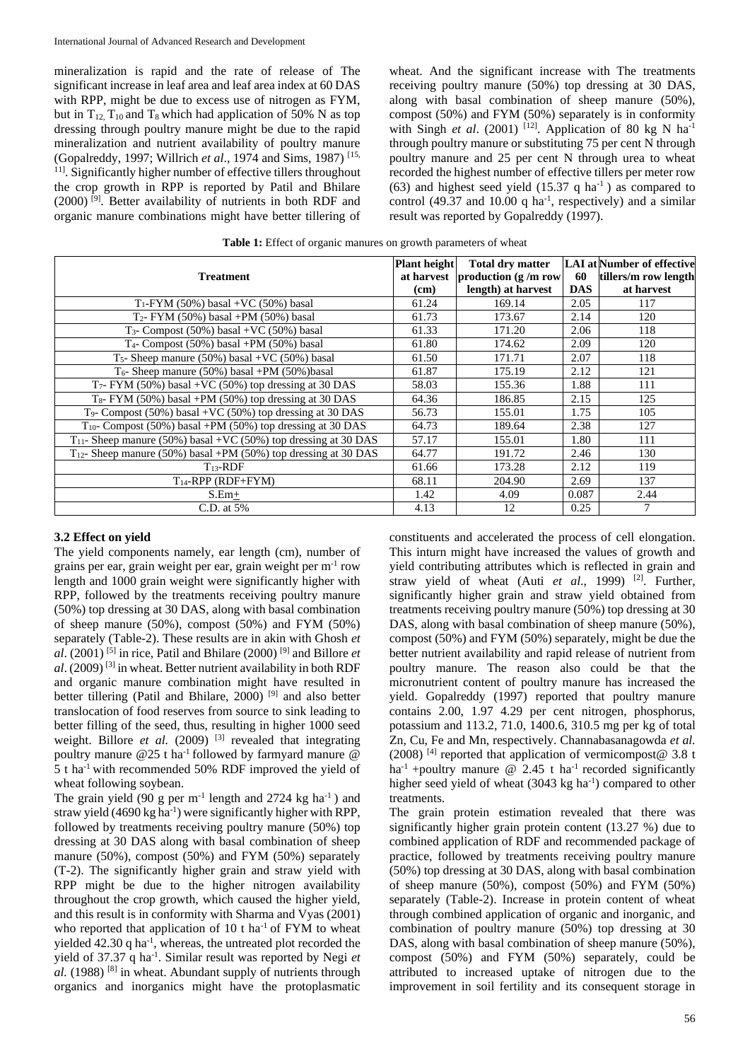mineralization is rapid and the rate of release of The significant increase in leaf area and leaf area index at 60 DAS with RPP, might be due to excess use of nitrogen as FYM, but in $T_{12}$, $T_{10}$ and $T_8$ which had application of 50% N as top dressing through poultry manure might be due to the rapid mineralization and nutrient availability of poultry manure (Gopalreddy, 1997; Willrich *et al*., 1974 and Sims, 1987) [15, 11]. Significantly higher number of effective tillers throughout the crop growth in RPP is reported by Patil and Bhilare (2000) [9]. Better availability of nutrients in both RDF and organic manure combinations might have better tillering of wheat. And the significant increase with The treatments receiving poultry manure (50%) top dressing at 30 DAS, along with basal combination of sheep manure (50%), compost (50%) and FYM (50%) separately is in conformity with Singh *et al*. (2001) [12]. Application of 80 kg N ha$^{-1}$ through poultry manure or substituting 75 per cent N through poultry manure and 25 per cent N through urea to wheat recorded the highest number of effective tillers per meter row (63) and highest seed yield (15.37 q ha$^{-1}$) as compared to control (49.37 and 10.00 q ha$^{-1}$, respectively) and a similar result was reported by Gopalreddy (1997).

**Table 1:** Effect of organic manures on growth parameters of wheat

| Treatment | Plant height at harvest (cm) | Total dry matter production (g /m row length) at harvest | LAI at 60 DAS | Number of effective tillers/m row length at harvest |
|---|---|---|---|---|
| $T_1$-FYM (50%) basal +VC (50%) basal | 61.24 | 169.14 | 2.05 | 117 |
| $T_2$- FYM (50%) basal +PM (50%) basal | 61.73 | 173.67 | 2.14 | 120 |
| $T_3$- Compost (50%) basal +VC (50%) basal | 61.33 | 171.20 | 2.06 | 118 |
| $T_4$- Compost (50%) basal +PM (50%) basal | 61.80 | 174.62 | 2.09 | 120 |
| $T_5$- Sheep manure (50%) basal +VC (50%) basal | 61.50 | 171.71 | 2.07 | 118 |
| $T_6$- Sheep manure (50%) basal +PM (50%)basal | 61.87 | 175.19 | 2.12 | 121 |
| $T_7$- FYM (50%) basal +VC (50%) top dressing at 30 DAS | 58.03 | 155.36 | 1.88 | 111 |
| $T_8$- FYM (50%) basal +PM (50%) top dressing at 30 DAS | 64.36 | 186.85 | 2.15 | 125 |
| $T_9$- Compost (50%) basal +VC (50%) top dressing at 30 DAS | 56.73 | 155.01 | 1.75 | 105 |
| $T_{10}$- Compost (50%) basal +PM (50%) top dressing at 30 DAS | 64.73 | 189.64 | 2.38 | 127 |
| $T_{11}$- Sheep manure (50%) basal +VC (50%) top dressing at 30 DAS | 57.17 | 155.01 | 1.80 | 111 |
| $T_{12}$- Sheep manure (50%) basal +PM (50%) top dressing at 30 DAS | 64.77 | 191.72 | 2.46 | 130 |
| $T_{13}$-RDF | 61.66 | 173.28 | 2.12 | 119 |
| $T_{14}$-RPP (RDF+FYM) | 68.11 | 204.90 | 2.69 | 137 |
| S.Em$\pm$ | 1.42 | 4.09 | 0.087 | 2.44 |
| C.D. at 5% | 4.13 | 12 | 0.25 | 7 |

### 3.2 Effect on yield

The yield components namely, ear length (cm), number of grains per ear, grain weight per ear, grain weight per m$^{-1}$ row length and 1000 grain weight were significantly higher with RPP, followed by the treatments receiving poultry manure (50%) top dressing at 30 DAS, along with basal combination of sheep manure (50%), compost (50%) and FYM (50%) separately (Table-2). These results are in akin with Ghosh *et al*. (2001) [5] in rice, Patil and Bhilare (2000) [9] and Billore *et al*. (2009) [3] in wheat. Better nutrient availability in both RDF and organic manure combination might have resulted in better tillering (Patil and Bhilare, 2000) [9] and also better translocation of food reserves from source to sink leading to better filling of the seed, thus, resulting in higher 1000 seed weight. Billore *et al.* (2009) [3] revealed that integrating poultry manure @25 t ha$^{-1}$ followed by farmyard manure @ 5 t ha$^{-1}$ with recommended 50% RDF improved the yield of wheat following soybean.

The grain yield (90 g per m$^{-1}$ length and 2724 kg ha$^{-1}$ ) and straw yield (4690 kg ha$^{-1}$) were significantly higher with RPP, followed by treatments receiving poultry manure (50%) top dressing at 30 DAS along with basal combination of sheep manure (50%), compost (50%) and FYM (50%) separately (T-2). The significantly higher grain and straw yield with RPP might be due to the higher nitrogen availability throughout the crop growth, which caused the higher yield, and this result is in conformity with Sharma and Vyas (2001) who reported that application of 10 t ha$^{-1}$ of FYM to wheat yielded 42.30 q ha$^{-1}$, whereas, the untreated plot recorded the yield of 37.37 q ha$^{-1}$. Similar result was reported by Negi *et al*. (1988) [8] in wheat. Abundant supply of nutrients through organics and inorganics might have the protoplasmatic constituents and accelerated the process of cell elongation. This inturn might have increased the values of growth and yield contributing attributes which is reflected in grain and straw yield of wheat (Auti *et al*., 1999) [2]. Further, significantly higher grain and straw yield obtained from treatments receiving poultry manure (50%) top dressing at 30 DAS, along with basal combination of sheep manure (50%), compost (50%) and FYM (50%) separately, might be due the better nutrient availability and rapid release of nutrient from poultry manure. The reason also could be that the micronutrient content of poultry manure has increased the yield. Gopalreddy (1997) reported that poultry manure contains 2.00, 1.97 4.29 per cent nitrogen, phosphorus, potassium and 113.2, 71.0, 1400.6, 310.5 mg per kg of total Zn, Cu, Fe and Mn, respectively. Channabasanagowda *et al.* (2008) [4] reported that application of vermicompost@ 3.8 t ha$^{-1}$ +poultry manure @ 2.45 t ha$^{-1}$ recorded significantly higher seed yield of wheat (3043 kg ha$^{-1}$) compared to other treatments.

The grain protein estimation revealed that there was significantly higher grain protein content (13.27 %) due to combined application of RDF and recommended package of practice, followed by treatments receiving poultry manure (50%) top dressing at 30 DAS, along with basal combination of sheep manure (50%), compost (50%) and FYM (50%) separately (Table-2). Increase in protein content of wheat through combined application of organic and inorganic, and combination of poultry manure (50%) top dressing at 30 DAS, along with basal combination of sheep manure (50%), compost (50%) and FYM (50%) separately, could be attributed to increased uptake of nitrogen due to the improvement in soil fertility and its consequent storage in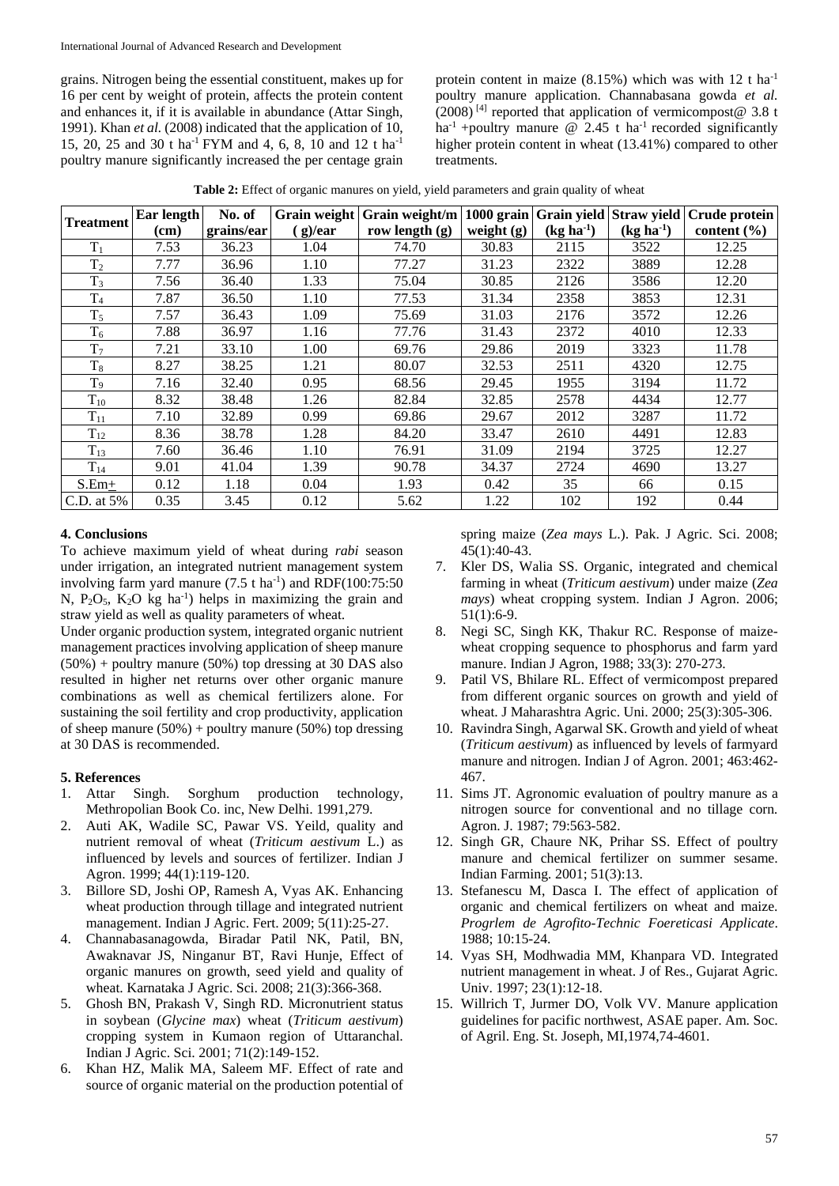grains. Nitrogen being the essential constituent, makes up for 16 per cent by weight of protein, affects the protein content and enhances it, if it is available in abundance (Attar Singh, 1991). Khan *et al.* (2008) indicated that the application of 10, 15, 20, 25 and 30 t $ha^{-1}$ FYM and 4, 6, 8, 10 and 12 t $ha^{-1}$ poultry manure significantly increased the per centage grain protein content in maize (8.15%) which was with 12 t $ha^{-1}$ poultry manure application. Channabasana gowda *et al.* (2008) [4] reported that application of vermicompost@ 3.8 t $ha^{-1}$ +poultry manure @ 2.45 t $ha^{-1}$ recorded significantly higher protein content in wheat (13.41%) compared to other treatments.

**Table 2:** Effect of organic manures on yield, yield parameters and grain quality of wheat

| Treatment | Ear length (cm) | No. of grains/ear | Grain weight ( g)/ear | Grain weight/m row length (g) | 1000 grain weight (g) | Grain yield (kg $ha^{-1}$) | Straw yield (kg $ha^{-1}$) | Crude protein content (%) |
|---|---|---|---|---|---|---|---|---|
| $T_1$ | 7.53 | 36.23 | 1.04 | 74.70 | 30.83 | 2115 | 3522 | 12.25 |
| $T_2$ | 7.77 | 36.96 | 1.10 | 77.27 | 31.23 | 2322 | 3889 | 12.28 |
| $T_3$ | 7.56 | 36.40 | 1.33 | 75.04 | 30.85 | 2126 | 3586 | 12.20 |
| $T_4$ | 7.87 | 36.50 | 1.10 | 77.53 | 31.34 | 2358 | 3853 | 12.31 |
| $T_5$ | 7.57 | 36.43 | 1.09 | 75.69 | 31.03 | 2176 | 3572 | 12.26 |
| $T_6$ | 7.88 | 36.97 | 1.16 | 77.76 | 31.43 | 2372 | 4010 | 12.33 |
| $T_7$ | 7.21 | 33.10 | 1.00 | 69.76 | 29.86 | 2019 | 3323 | 11.78 |
| $T_8$ | 8.27 | 38.25 | 1.21 | 80.07 | 32.53 | 2511 | 4320 | 12.75 |
| $T_9$ | 7.16 | 32.40 | 0.95 | 68.56 | 29.45 | 1955 | 3194 | 11.72 |
| $T_{10}$ | 8.32 | 38.48 | 1.26 | 82.84 | 32.85 | 2578 | 4434 | 12.77 |
| $T_{11}$ | 7.10 | 32.89 | 0.99 | 69.86 | 29.67 | 2012 | 3287 | 11.72 |
| $T_{12}$ | 8.36 | 38.78 | 1.28 | 84.20 | 33.47 | 2610 | 4491 | 12.83 |
| $T_{13}$ | 7.60 | 36.46 | 1.10 | 76.91 | 31.09 | 2194 | 3725 | 12.27 |
| $T_{14}$ | 9.01 | 41.04 | 1.39 | 90.78 | 34.37 | 2724 | 4690 | 13.27 |
| S.Em$\pm$ | 0.12 | 1.18 | 0.04 | 1.93 | 0.42 | 35 | 66 | 0.15 |
| C.D. at 5% | 0.35 | 3.45 | 0.12 | 5.62 | 1.22 | 102 | 192 | 0.44 |

## 4. Conclusions

To achieve maximum yield of wheat during *rabi* season under irrigation, an integrated nutrient management system involving farm yard manure (7.5 t $ha^{-1}$) and RDF(100:75:50 N, $P_2O_5$, $K_2O$ kg $ha^{-1}$) helps in maximizing the grain and straw yield as well as quality parameters of wheat.

Under organic production system, integrated organic nutrient management practices involving application of sheep manure (50%) + poultry manure (50%) top dressing at 30 DAS also resulted in higher net returns over other organic manure combinations as well as chemical fertilizers alone. For sustaining the soil fertility and crop productivity, application of sheep manure (50%) + poultry manure (50%) top dressing at 30 DAS is recommended.

## 5. References

1. Attar Singh. Sorghum production technology, Methropolian Book Co. inc, New Delhi. 1991,279.
2. Auti AK, Wadile SC, Pawar VS. Yeild, quality and nutrient removal of wheat (*Triticum aestivum* L.) as influenced by levels and sources of fertilizer. Indian J Agron. 1999; 44(1):119-120.
3. Billore SD, Joshi OP, Ramesh A, Vyas AK. Enhancing wheat production through tillage and integrated nutrient management. Indian J Agric. Fert. 2009; 5(11):25-27.
4. Channabasanagowda, Biradar Patil NK, Patil, BN, Awaknavar JS, Ninganur BT, Ravi Hunje, Effect of organic manures on growth, seed yield and quality of wheat. Karnataka J Agric. Sci. 2008; 21(3):366-368.
5. Ghosh BN, Prakash V, Singh RD. Micronutrient status in soybean (*Glycine max*) wheat (*Triticum aestivum*) cropping system in Kumaon region of Uttaranchal. Indian J Agric. Sci. 2001; 71(2):149-152.
6. Khan HZ, Malik MA, Saleem MF. Effect of rate and source of organic material on the production potential of spring maize (*Zea mays* L.). Pak. J Agric. Sci. 2008; 45(1):40-43.
7. Kler DS, Walia SS. Organic, integrated and chemical farming in wheat (*Triticum aestivum*) under maize (*Zea mays*) wheat cropping system. Indian J Agron. 2006; 51(1):6-9.
8. Negi SC, Singh KK, Thakur RC. Response of maize-wheat cropping sequence to phosphorus and farm yard manure. Indian J Agron, 1988; 33(3): 270-273.
9. Patil VS, Bhilare RL. Effect of vermicompost prepared from different organic sources on growth and yield of wheat. J Maharashtra Agric. Uni. 2000; 25(3):305-306.
10. Ravindra Singh, Agarwal SK. Growth and yield of wheat (*Triticum aestivum*) as influenced by levels of farmyard manure and nitrogen. Indian J of Agron. 2001; 463:462-467.
11. Sims JT. Agronomic evaluation of poultry manure as a nitrogen source for conventional and no tillage corn. Agron. J. 1987; 79:563-582.
12. Singh GR, Chaure NK, Prihar SS. Effect of poultry manure and chemical fertilizer on summer sesame. Indian Farming. 2001; 51(3):13.
13. Stefanescu M, Dasca I. The effect of application of organic and chemical fertilizers on wheat and maize. *Progrlem de Agrofito-Technic Foereticasi Applicate*. 1988; 10:15-24.
14. Vyas SH, Modhwadia MM, Khanpara VD. Integrated nutrient management in wheat. J of Res., Gujarat Agric. Univ. 1997; 23(1):12-18.
15. Willrich T, Jurmer DO, Volk VV. Manure application guidelines for pacific northwest, ASAE paper. Am. Soc. of Agril. Eng. St. Joseph, MI,1974,74-4601.